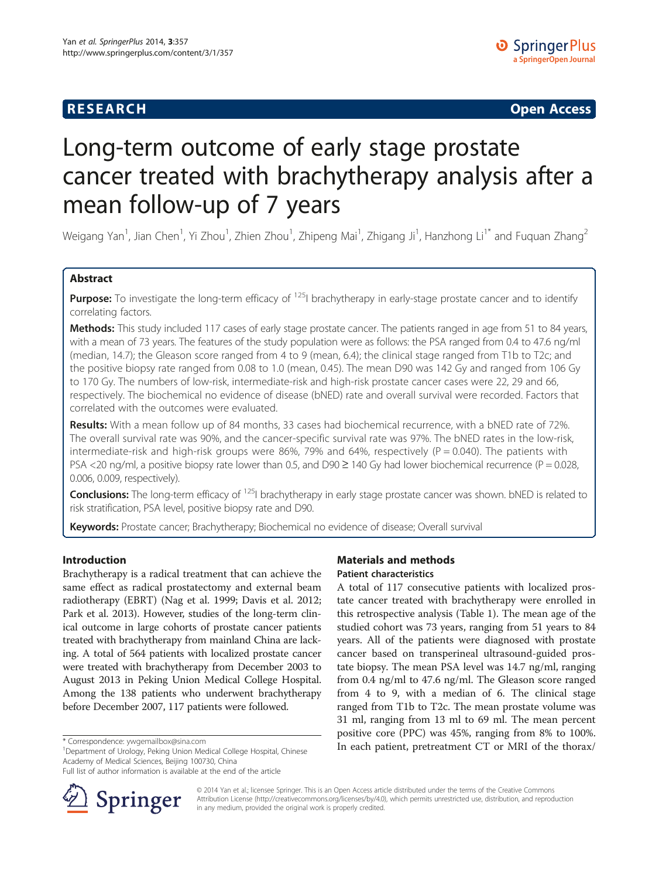# RESEARCH Open Access

# Long-term outcome of early stage prostate cancer treated with brachytherapy analysis after a mean follow-up of 7 years

Weigang Yan[1], Jian Chen[1], Yi Zhou[1], Zhien Zhou[1], Zhipeng Mai[1], Zhigang Ji[1], Hanzhong Li[1*] and Fuquan Zhang[2]

## Abstract

**Purpose:** To investigate the long-term efficacy of $^{125}$I brachytherapy in early-stage prostate cancer and to identify correlating factors.

**Methods:** This study included 117 cases of early stage prostate cancer. The patients ranged in age from 51 to 84 years, with a mean of 73 years. The features of the study population were as follows: the PSA ranged from 0.4 to 47.6 ng/ml (median, 14.7); the Gleason score ranged from 4 to 9 (mean, 6.4); the clinical stage ranged from T1b to T2c; and the positive biopsy rate ranged from 0.08 to 1.0 (mean, 0.45). The mean D90 was 142 Gy and ranged from 106 Gy to 170 Gy. The numbers of low-risk, intermediate-risk and high-risk prostate cancer cases were 22, 29 and 66, respectively. The biochemical no evidence of disease (bNED) rate and overall survival were recorded. Factors that correlated with the outcomes were evaluated.

**Results:** With a mean follow up of 84 months, 33 cases had biochemical recurrence, with a bNED rate of 72%. The overall survival rate was 90%, and the cancer-specific survival rate was 97%. The bNED rates in the low-risk, intermediate-risk and high-risk groups were 86%, 79% and 64%, respectively ($P = 0.040$). The patients with PSA <20 ng/ml, a positive biopsy rate lower than 0.5, and D90 ≥ 140 Gy had lower biochemical recurrence ($P = 0.028$, 0.006, 0.009, respectively).

**Conclusions:** The long-term efficacy of $^{125}$I brachytherapy in early stage prostate cancer was shown. bNED is related to risk stratification, PSA level, positive biopsy rate and D90.

**Keywords:** Prostate cancer; Brachytherapy; Biochemical no evidence of disease; Overall survival

## Introduction

Brachytherapy is a radical treatment that can achieve the same effect as radical prostatectomy and external beam radiotherapy (EBRT) (Nag et al. 1999; Davis et al. 2012; Park et al. 2013). However, studies of the long-term clinical outcome in large cohorts of prostate cancer patients treated with brachytherapy from mainland China are lacking. A total of 564 patients with localized prostate cancer were treated with brachytherapy from December 2003 to August 2013 in Peking Union Medical College Hospital. Among the 138 patients who underwent brachytherapy before December 2007, 117 patients were followed.

## Materials and methods

### Patient characteristics

A total of 117 consecutive patients with localized prostate cancer treated with brachytherapy were enrolled in this retrospective analysis (Table 1). The mean age of the studied cohort was 73 years, ranging from 51 years to 84 years. All of the patients were diagnosed with prostate cancer based on transperineal ultrasound-guided prostate biopsy. The mean PSA level was 14.7 ng/ml, ranging from 0.4 ng/ml to 47.6 ng/ml. The Gleason score ranged from 4 to 9, with a median of 6. The clinical stage ranged from T1b to T2c. The mean prostate volume was 31 ml, ranging from 13 ml to 69 ml. The mean percent positive core (PPC) was 45%, ranging from 8% to 100%. In each patient, pretreatment CT or MRI of the thorax/

\* Correspondence: ywgemailbox@sina.com
[1]Department of Urology, Peking Union Medical College Hospital, Chinese Academy of Medical Sciences, Beijing 100730, China
Full list of author information is available at the end of the article

© 2014 Yan et al.; licensee Springer. This is an Open Access article distributed under the terms of the Creative Commons Attribution License (http://creativecommons.org/licenses/by/4.0), which permits unrestricted use, distribution, and reproduction in any medium, provided the original work is properly credited.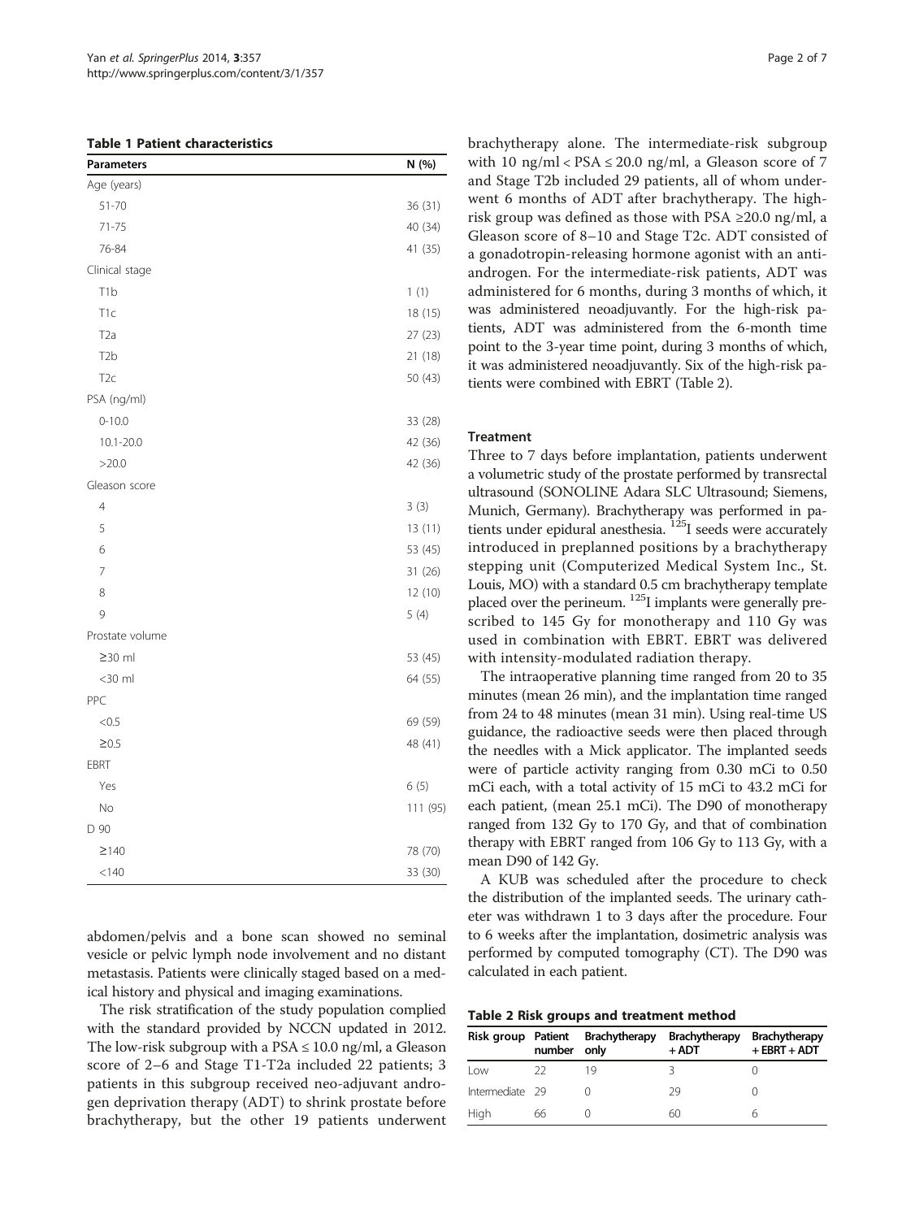**Table 1 Patient characteristics**

| Parameters | N (%) |
|---|---|
| Age (years) | |
| 51-70 | 36 (31) |
| 71-75 | 40 (34) |
| 76-84 | 41 (35) |
| Clinical stage | |
| T1b | 1 (1) |
| T1c | 18 (15) |
| T2a | 27 (23) |
| T2b | 21 (18) |
| T2c | 50 (43) |
| PSA (ng/ml) | |
| 0-10.0 | 33 (28) |
| 10.1-20.0 | 42 (36) |
| >20.0 | 42 (36) |
| Gleason score | |
| 4 | 3 (3) |
| 5 | 13 (11) |
| 6 | 53 (45) |
| 7 | 31 (26) |
| 8 | 12 (10) |
| 9 | 5 (4) |
| Prostate volume | |
| ≥30 ml | 53 (45) |
| <30 ml | 64 (55) |
| PPC | |
| <0.5 | 69 (59) |
| ≥0.5 | 48 (41) |
| EBRT | |
| Yes | 6 (5) |
| No | 111 (95) |
| D 90 | |
| ≥140 | 78 (70) |
| <140 | 33 (30) |

abdomen/pelvis and a bone scan showed no seminal vesicle or pelvic lymph node involvement and no distant metastasis. Patients were clinically staged based on a medical history and physical and imaging examinations.

The risk stratification of the study population complied with the standard provided by NCCN updated in 2012. The low-risk subgroup with a PSA ≤ 10.0 ng/ml, a Gleason score of 2–6 and Stage T1-T2a included 22 patients; 3 patients in this subgroup received neo-adjuvant androgen deprivation therapy (ADT) to shrink prostate before brachytherapy, but the other 19 patients underwent brachytherapy alone. The intermediate-risk subgroup with 10 ng/ml < PSA ≤ 20.0 ng/ml, a Gleason score of 7 and Stage T2b included 29 patients, all of whom underwent 6 months of ADT after brachytherapy. The high-risk group was defined as those with PSA ≥20.0 ng/ml, a Gleason score of 8–10 and Stage T2c. ADT consisted of a gonadotropin-releasing hormone agonist with an anti-androgen. For the intermediate-risk patients, ADT was administered for 6 months, during 3 months of which, it was administered neoadjuvantly. For the high-risk patients, ADT was administered from the 6-month time point to the 3-year time point, during 3 months of which, it was administered neoadjuvantly. Six of the high-risk patients were combined with EBRT (Table 2).

### Treatment

Three to 7 days before implantation, patients underwent a volumetric study of the prostate performed by transrectal ultrasound (SONOLINE Adara SLC Ultrasound; Siemens, Munich, Germany). Brachytherapy was performed in patients under epidural anesthesia. $^{125}$I seeds were accurately introduced in preplanned positions by a brachytherapy stepping unit (Computerized Medical System Inc., St. Louis, MO) with a standard 0.5 cm brachytherapy template placed over the perineum. $^{125}$I implants were generally prescribed to 145 Gy for monotherapy and 110 Gy was used in combination with EBRT. EBRT was delivered with intensity-modulated radiation therapy.

The intraoperative planning time ranged from 20 to 35 minutes (mean 26 min), and the implantation time ranged from 24 to 48 minutes (mean 31 min). Using real-time US guidance, the radioactive seeds were then placed through the needles with a Mick applicator. The implanted seeds were of particle activity ranging from 0.30 mCi to 0.50 mCi each, with a total activity of 15 mCi to 43.2 mCi for each patient, (mean 25.1 mCi). The D90 of monotherapy ranged from 132 Gy to 170 Gy, and that of combination therapy with EBRT ranged from 106 Gy to 113 Gy, with a mean D90 of 142 Gy.

A KUB was scheduled after the procedure to check the distribution of the implanted seeds. The urinary catheter was withdrawn 1 to 3 days after the procedure. Four to 6 weeks after the implantation, dosimetric analysis was performed by computed tomography (CT). The D90 was calculated in each patient.

**Table 2 Risk groups and treatment method**

| Risk group | Patient number | Brachytherapy only | Brachytherapy + ADT | Brachytherapy + EBRT + ADT |
|---|---|---|---|---|
| Low | 22 | 19 | 3 | 0 |
| Intermediate | 29 | 0 | 29 | 0 |
| High | 66 | 0 | 60 | 6 |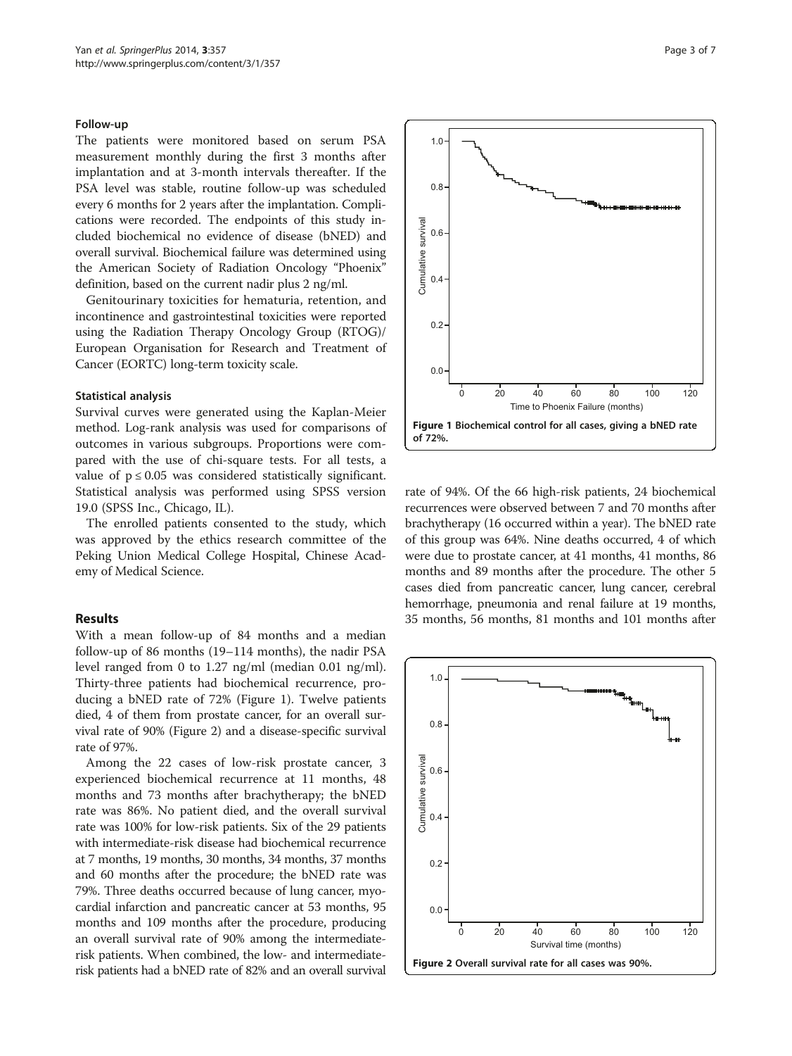### Follow-up

The patients were monitored based on serum PSA measurement monthly during the first 3 months after implantation and at 3-month intervals thereafter. If the PSA level was stable, routine follow-up was scheduled every 6 months for 2 years after the implantation. Complications were recorded. The endpoints of this study included biochemical no evidence of disease (bNED) and overall survival. Biochemical failure was determined using the American Society of Radiation Oncology "Phoenix" definition, based on the current nadir plus 2 ng/ml.

Genitourinary toxicities for hematuria, retention, and incontinence and gastrointestinal toxicities were reported using the Radiation Therapy Oncology Group (RTOG)/European Organisation for Research and Treatment of Cancer (EORTC) long-term toxicity scale.

### Statistical analysis

Survival curves were generated using the Kaplan-Meier method. Log-rank analysis was used for comparisons of outcomes in various subgroups. Proportions were compared with the use of chi-square tests. For all tests, a value of $p \leq 0.05$ was considered statistically significant. Statistical analysis was performed using SPSS version 19.0 (SPSS Inc., Chicago, IL).

The enrolled patients consented to the study, which was approved by the ethics research committee of the Peking Union Medical College Hospital, Chinese Academy of Medical Science.

## Results

With a mean follow-up of 84 months and a median follow-up of 86 months (19–114 months), the nadir PSA level ranged from 0 to 1.27 ng/ml (median 0.01 ng/ml). Thirty-three patients had biochemical recurrence, producing a bNED rate of 72% (Figure 1). Twelve patients died, 4 of them from prostate cancer, for an overall survival rate of 90% (Figure 2) and a disease-specific survival rate of 97%.

Among the 22 cases of low-risk prostate cancer, 3 experienced biochemical recurrence at 11 months, 48 months and 73 months after brachytherapy; the bNED rate was 86%. No patient died, and the overall survival rate was 100% for low-risk patients. Six of the 29 patients with intermediate-risk disease had biochemical recurrence at 7 months, 19 months, 30 months, 34 months, 37 months and 60 months after the procedure; the bNED rate was 79%. Three deaths occurred because of lung cancer, myocardial infarction and pancreatic cancer at 53 months, 95 months and 109 months after the procedure, producing an overall survival rate of 90% among the intermediate-risk patients. When combined, the low- and intermediate-risk patients had a bNED rate of 82% and an overall survival rate of 94%. Of the 66 high-risk patients, 24 biochemical recurrences were observed between 7 and 70 months after brachytherapy (16 occurred within a year). The bNED rate of this group was 64%. Nine deaths occurred, 4 of which were due to prostate cancer, at 41 months, 41 months, 86 months and 89 months after the procedure. The other 5 cases died from pancreatic cancer, lung cancer, cerebral hemorrhage, pneumonia and renal failure at 19 months, 35 months, 56 months, 81 months and 101 months after

**Figure 1** Biochemical control for all cases, giving a bNED rate of 72%.

**Figure 2** Overall survival rate for all cases was 90%.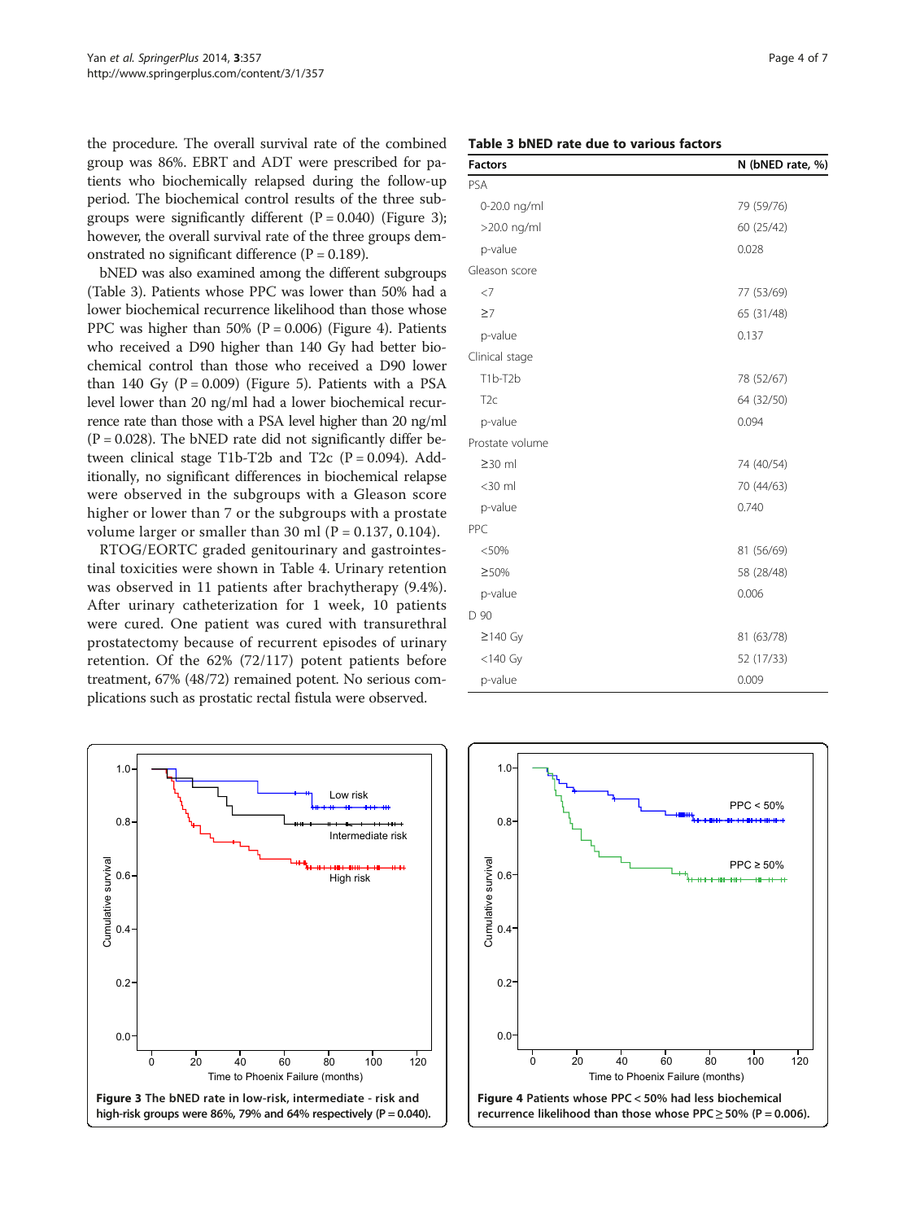the procedure. The overall survival rate of the combined group was 86%. EBRT and ADT were prescribed for patients who biochemically relapsed during the follow-up period. The biochemical control results of the three subgroups were significantly different (P = 0.040) (Figure 3); however, the overall survival rate of the three groups demonstrated no significant difference (P = 0.189).

bNED was also examined among the different subgroups (Table 3). Patients whose PPC was lower than 50% had a lower biochemical recurrence likelihood than those whose PPC was higher than 50% (P = 0.006) (Figure 4). Patients who received a D90 higher than 140 Gy had better biochemical control than those who received a D90 lower than 140 Gy (P = 0.009) (Figure 5). Patients with a PSA level lower than 20 ng/ml had a lower biochemical recurrence rate than those with a PSA level higher than 20 ng/ml (P = 0.028). The bNED rate did not significantly differ between clinical stage T1b-T2b and T2c (P = 0.094). Additionally, no significant differences in biochemical relapse were observed in the subgroups with a Gleason score higher or lower than 7 or the subgroups with a prostate volume larger or smaller than 30 ml (P = 0.137, 0.104).

RTOG/EORTC graded genitourinary and gastrointestinal toxicities were shown in Table 4. Urinary retention was observed in 11 patients after brachytherapy (9.4%). After urinary catheterization for 1 week, 10 patients were cured. One patient was cured with transurethral prostatectomy because of recurrent episodes of urinary retention. Of the 62% (72/117) potent patients before treatment, 67% (48/72) remained potent. No serious complications such as prostatic rectal fistula were observed.

**Table 3 bNED rate due to various factors**

| Factors | N (bNED rate, %) |
|---|---|
| PSA | |
| 0-20.0 ng/ml | 79 (59/76) |
| >20.0 ng/ml | 60 (25/42) |
| p-value | 0.028 |
| Gleason score | |
| <7 | 77 (53/69) |
| ≥7 | 65 (31/48) |
| p-value | 0.137 |
| Clinical stage | |
| T1b-T2b | 78 (52/67) |
| T2c | 64 (32/50) |
| p-value | 0.094 |
| Prostate volume | |
| ≥30 ml | 74 (40/54) |
| <30 ml | 70 (44/63) |
| p-value | 0.740 |
| PPC | |
| <50% | 81 (56/69) |
| ≥50% | 58 (28/48) |
| p-value | 0.006 |
| D 90 | |
| ≥140 Gy | 81 (63/78) |
| <140 Gy | 52 (17/33) |
| p-value | 0.009 |

**Figure 3** The bNED rate in low-risk, intermediate - risk and high-risk groups were 86%, 79% and 64% respectively (P = 0.040).

**Figure 4** Patients whose PPC < 50% had less biochemical recurrence likelihood than those whose PPC ≥ 50% (P = 0.006).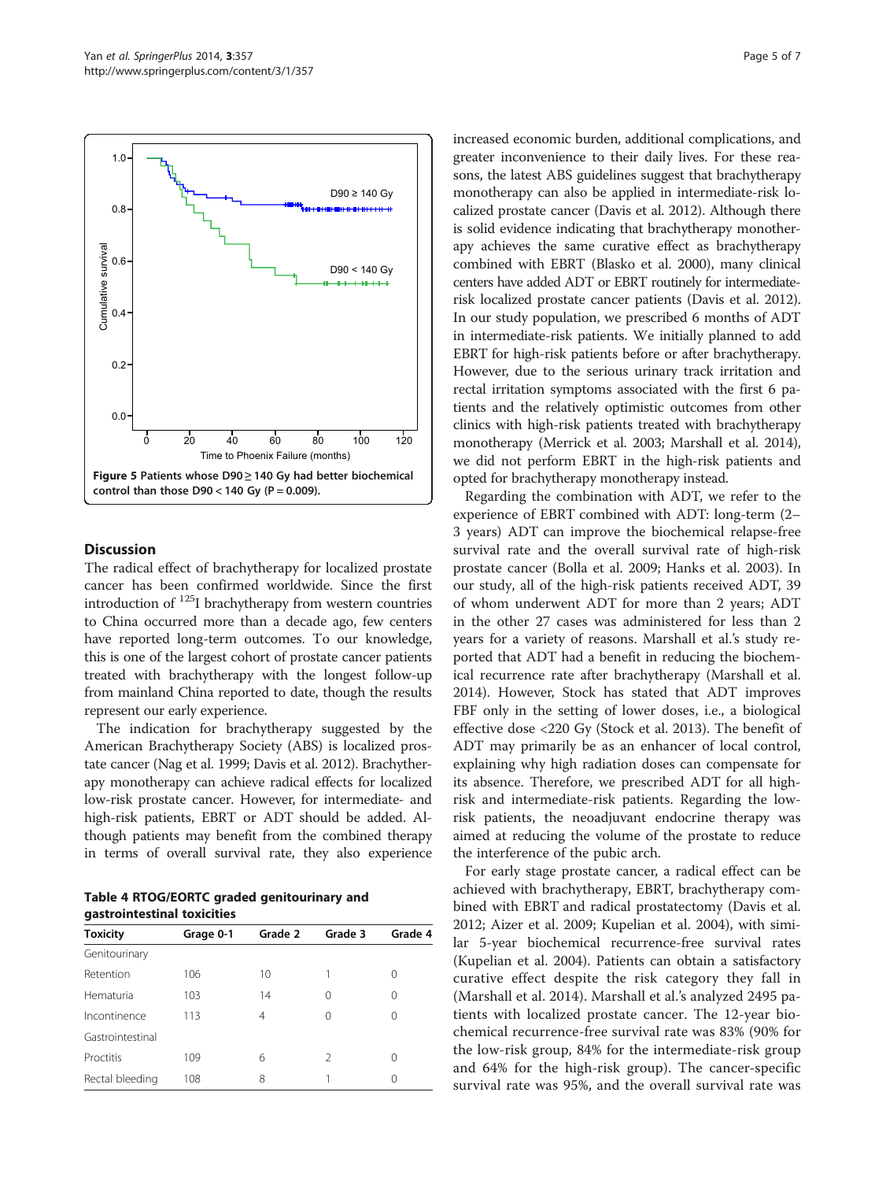**Figure 5** Patients whose D90 ≥ 140 Gy had better biochemical control than those D90 < 140 Gy (P = 0.009).

## Discussion

The radical effect of brachytherapy for localized prostate cancer has been confirmed worldwide. Since the first introduction of $^{125}$I brachytherapy from western countries to China occurred more than a decade ago, few centers have reported long-term outcomes. To our knowledge, this is one of the largest cohort of prostate cancer patients treated with brachytherapy with the longest follow-up from mainland China reported to date, though the results represent our early experience.

The indication for brachytherapy suggested by the American Brachytherapy Society (ABS) is localized prostate cancer (Nag et al. 1999; Davis et al. 2012). Brachytherapy monotherapy can achieve radical effects for localized low-risk prostate cancer. However, for intermediate- and high-risk patients, EBRT or ADT should be added. Although patients may benefit from the combined therapy in terms of overall survival rate, they also experience increased economic burden, additional complications, and greater inconvenience to their daily lives. For these reasons, the latest ABS guidelines suggest that brachytherapy monotherapy can also be applied in intermediate-risk localized prostate cancer (Davis et al. 2012). Although there is solid evidence indicating that brachytherapy monotherapy achieves the same curative effect as brachytherapy combined with EBRT (Blasko et al. 2000), many clinical centers have added ADT or EBRT routinely for intermediate-risk localized prostate cancer patients (Davis et al. 2012). In our study population, we prescribed 6 months of ADT in intermediate-risk patients. We initially planned to add EBRT for high-risk patients before or after brachytherapy. However, due to the serious urinary track irritation and rectal irritation symptoms associated with the first 6 patients and the relatively optimistic outcomes from other clinics with high-risk patients treated with brachytherapy monotherapy (Merrick et al. 2003; Marshall et al. 2014), we did not perform EBRT in the high-risk patients and opted for brachytherapy monotherapy instead.

Regarding the combination with ADT, we refer to the experience of EBRT combined with ADT: long-term (2–3 years) ADT can improve the biochemical relapse-free survival rate and the overall survival rate of high-risk prostate cancer (Bolla et al. 2009; Hanks et al. 2003). In our study, all of the high-risk patients received ADT, 39 of whom underwent ADT for more than 2 years; ADT in the other 27 cases was administered for less than 2 years for a variety of reasons. Marshall et al.'s study reported that ADT had a benefit in reducing the biochemical recurrence rate after brachytherapy (Marshall et al. 2014). However, Stock has stated that ADT improves FBF only in the setting of lower doses, i.e., a biological effective dose <220 Gy (Stock et al. 2013). The benefit of ADT may primarily be as an enhancer of local control, explaining why high radiation doses can compensate for its absence. Therefore, we prescribed ADT for all high-risk and intermediate-risk patients. Regarding the low-risk patients, the neoadjuvant endocrine therapy was aimed at reducing the volume of the prostate to reduce the interference of the pubic arch.

For early stage prostate cancer, a radical effect can be achieved with brachytherapy, EBRT, brachytherapy combined with EBRT and radical prostatectomy (Davis et al. 2012; Aizer et al. 2009; Kupelian et al. 2004), with similar 5-year biochemical recurrence-free survival rates (Kupelian et al. 2004). Patients can obtain a satisfactory curative effect despite the risk category they fall in (Marshall et al. 2014). Marshall et al.'s analyzed 2495 patients with localized prostate cancer. The 12-year biochemical recurrence-free survival rate was 83% (90% for the low-risk group, 84% for the intermediate-risk group and 64% for the high-risk group). The cancer-specific survival rate was 95%, and the overall survival rate was

**Table 4 RTOG/EORTC graded genitourinary and gastrointestinal toxicities**

| Toxicity | Grage 0-1 | Grade 2 | Grade 3 | Grade 4 |
|---|---|---|---|---|
| Genitourinary | | | | |
| Retention | 106 | 10 | 1 | 0 |
| Hematuria | 103 | 14 | 0 | 0 |
| Incontinence | 113 | 4 | 0 | 0 |
| Gastrointestinal | | | | |
| Proctitis | 109 | 6 | 2 | 0 |
| Rectal bleeding | 108 | 8 | 1 | 0 |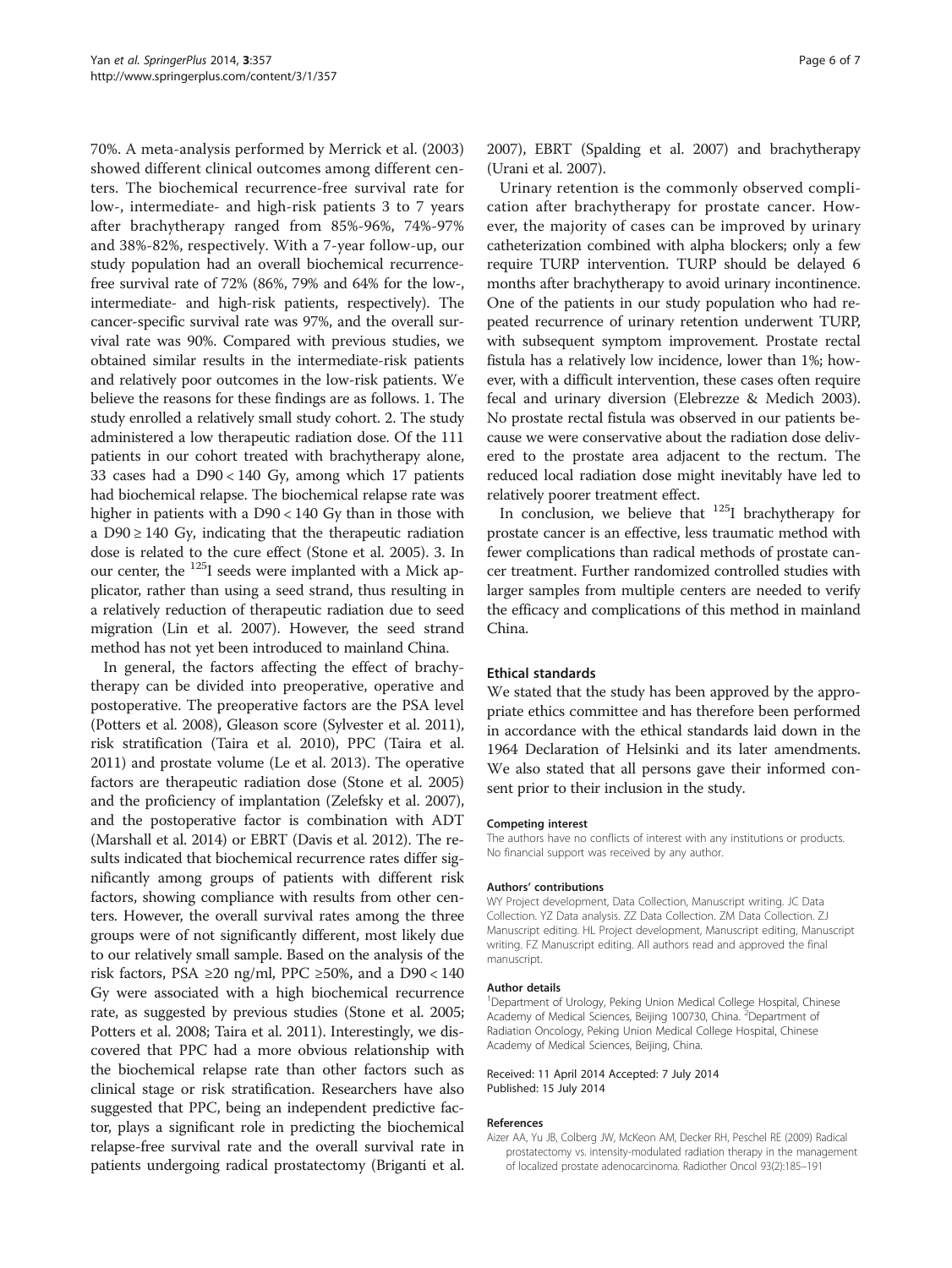70%. A meta-analysis performed by Merrick et al. (2003) showed different clinical outcomes among different centers. The biochemical recurrence-free survival rate for low-, intermediate- and high-risk patients 3 to 7 years after brachytherapy ranged from 85%-96%, 74%-97% and 38%-82%, respectively. With a 7-year follow-up, our study population had an overall biochemical recurrence-free survival rate of 72% (86%, 79% and 64% for the low-, intermediate- and high-risk patients, respectively). The cancer-specific survival rate was 97%, and the overall survival rate was 90%. Compared with previous studies, we obtained similar results in the intermediate-risk patients and relatively poor outcomes in the low-risk patients. We believe the reasons for these findings are as follows. 1. The study enrolled a relatively small study cohort. 2. The study administered a low therapeutic radiation dose. Of the 111 patients in our cohort treated with brachytherapy alone, 33 cases had a D90 < 140 Gy, among which 17 patients had biochemical relapse. The biochemical relapse rate was higher in patients with a D90 < 140 Gy than in those with a D90 ≥ 140 Gy, indicating that the therapeutic radiation dose is related to the cure effect (Stone et al. 2005). 3. In our center, the $^{125}$I seeds were implanted with a Mick applicator, rather than using a seed strand, thus resulting in a relatively reduction of therapeutic radiation due to seed migration (Lin et al. 2007). However, the seed strand method has not yet been introduced to mainland China.

In general, the factors affecting the effect of brachytherapy can be divided into preoperative, operative and postoperative. The preoperative factors are the PSA level (Potters et al. 2008), Gleason score (Sylvester et al. 2011), risk stratification (Taira et al. 2010), PPC (Taira et al. 2011) and prostate volume (Le et al. 2013). The operative factors are therapeutic radiation dose (Stone et al. 2005) and the proficiency of implantation (Zelefsky et al. 2007), and the postoperative factor is combination with ADT (Marshall et al. 2014) or EBRT (Davis et al. 2012). The results indicated that biochemical recurrence rates differ significantly among groups of patients with different risk factors, showing compliance with results from other centers. However, the overall survival rates among the three groups were of not significantly different, most likely due to our relatively small sample. Based on the analysis of the risk factors, PSA ≥20 ng/ml, PPC ≥50%, and a D90 < 140 Gy were associated with a high biochemical recurrence rate, as suggested by previous studies (Stone et al. 2005; Potters et al. 2008; Taira et al. 2011). Interestingly, we discovered that PPC had a more obvious relationship with the biochemical relapse rate than other factors such as clinical stage or risk stratification. Researchers have also suggested that PPC, being an independent predictive factor, plays a significant role in predicting the biochemical relapse-free survival rate and the overall survival rate in patients undergoing radical prostatectomy (Briganti et al. 2007), EBRT (Spalding et al. 2007) and brachytherapy (Urani et al. 2007).

Urinary retention is the commonly observed complication after brachytherapy for prostate cancer. However, the majority of cases can be improved by urinary catheterization combined with alpha blockers; only a few require TURP intervention. TURP should be delayed 6 months after brachytherapy to avoid urinary incontinence. One of the patients in our study population who had repeated recurrence of urinary retention underwent TURP, with subsequent symptom improvement. Prostate rectal fistula has a relatively low incidence, lower than 1%; however, with a difficult intervention, these cases often require fecal and urinary diversion (Elebrezze & Medich 2003). No prostate rectal fistula was observed in our patients because we were conservative about the radiation dose delivered to the prostate area adjacent to the rectum. The reduced local radiation dose might inevitably have led to relatively poorer treatment effect.

In conclusion, we believe that $^{125}$I brachytherapy for prostate cancer is an effective, less traumatic method with fewer complications than radical methods of prostate cancer treatment. Further randomized controlled studies with larger samples from multiple centers are needed to verify the efficacy and complications of this method in mainland China.

## Ethical standards

We stated that the study has been approved by the appropriate ethics committee and has therefore been performed in accordance with the ethical standards laid down in the 1964 Declaration of Helsinki and its later amendments. We also stated that all persons gave their informed consent prior to their inclusion in the study.

#### Competing interest

The authors have no conflicts of interest with any institutions or products. No financial support was received by any author.

#### Authors' contributions

WY Project development, Data Collection, Manuscript writing. JC Data Collection. YZ Data analysis. ZZ Data Collection. ZM Data Collection. ZJ Manuscript editing. HL Project development, Manuscript editing, Manuscript writing. FZ Manuscript editing. All authors read and approved the final manuscript.

#### Author details

[1]Department of Urology, Peking Union Medical College Hospital, Chinese Academy of Medical Sciences, Beijing 100730, China. [2]Department of Radiation Oncology, Peking Union Medical College Hospital, Chinese Academy of Medical Sciences, Beijing, China.

Received: 11 April 2014 Accepted: 7 July 2014
Published: 15 July 2014

#### References

Aizer AA, Yu JB, Colberg JW, McKeon AM, Decker RH, Peschel RE (2009) Radical prostatectomy vs. intensity-modulated radiation therapy in the management of localized prostate adenocarcinoma. Radiother Oncol 93(2):185–191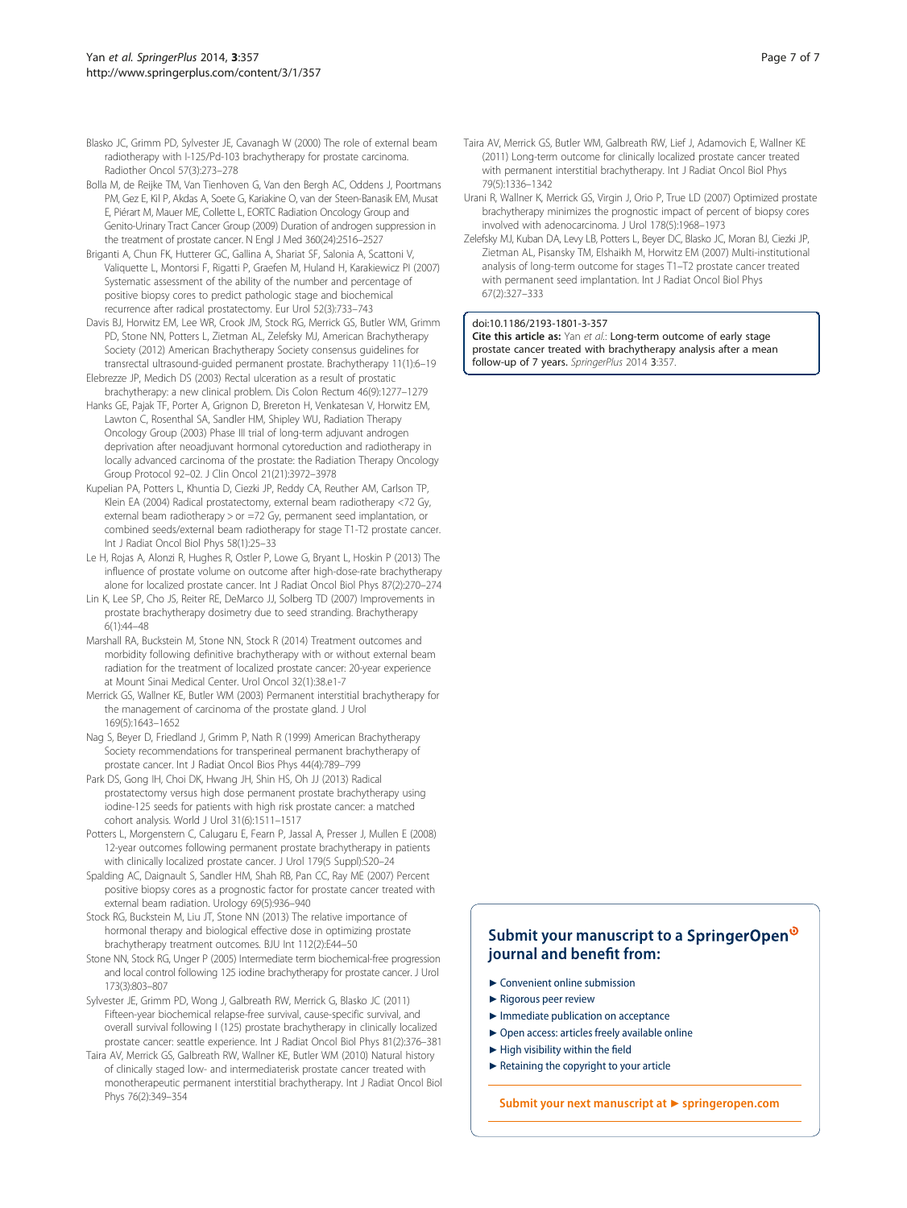Blasko JC, Grimm PD, Sylvester JE, Cavanagh W (2000) The role of external beam radiotherapy with I-125/Pd-103 brachytherapy for prostate carcinoma. Radiother Oncol 57(3):273–278

Bolla M, de Reijke TM, Van Tienhoven G, Van den Bergh AC, Oddens J, Poortmans PM, Gez E, Kil P, Akdas A, Soete G, Kariakine O, van der Steen-Banasik EM, Musat E, Piérart M, Mauer ME, Collette L, EORTC Radiation Oncology Group and Genito-Urinary Tract Cancer Group (2009) Duration of androgen suppression in the treatment of prostate cancer. N Engl J Med 360(24):2516–2527

Briganti A, Chun FK, Hutterer GC, Gallina A, Shariat SF, Salonia A, Scattoni V, Valiquette L, Montorsi F, Rigatti P, Graefen M, Huland H, Karakiewicz PI (2007) Systematic assessment of the ability of the number and percentage of positive biopsy cores to predict pathologic stage and biochemical recurrence after radical prostatectomy. Eur Urol 52(3):733–743

Davis BJ, Horwitz EM, Lee WR, Crook JM, Stock RG, Merrick GS, Butler WM, Grimm PD, Stone NN, Potters L, Zietman AL, Zelefsky MJ, American Brachytherapy Society (2012) American Brachytherapy Society consensus guidelines for transrectal ultrasound-guided permanent prostate. Brachytherapy 11(1):6–19

Elebrezze JP, Medich DS (2003) Rectal ulceration as a result of prostatic brachytherapy: a new clinical problem. Dis Colon Rectum 46(9):1277–1279

Hanks GE, Pajak TF, Porter A, Grignon D, Brereton H, Venkatesan V, Horwitz EM, Lawton C, Rosenthal SA, Sandler HM, Shipley WU, Radiation Therapy Oncology Group (2003) Phase III trial of long-term adjuvant androgen deprivation after neoadjuvant hormonal cytoreduction and radiotherapy in locally advanced carcinoma of the prostate: the Radiation Therapy Oncology Group Protocol 92–02. J Clin Oncol 21(21):3972–3978

Kupelian PA, Potters L, Khuntia D, Ciezki JP, Reddy CA, Reuther AM, Carlson TP, Klein EA (2004) Radical prostatectomy, external beam radiotherapy <72 Gy, external beam radiotherapy > or =72 Gy, permanent seed implantation, or combined seeds/external beam radiotherapy for stage T1-T2 prostate cancer. Int J Radiat Oncol Biol Phys 58(1):25–33

Le H, Rojas A, Alonzi R, Hughes R, Ostler P, Lowe G, Bryant L, Hoskin P (2013) The influence of prostate volume on outcome after high-dose-rate brachytherapy alone for localized prostate cancer. Int J Radiat Oncol Biol Phys 87(2):270–274

Lin K, Lee SP, Cho JS, Reiter RE, DeMarco JJ, Solberg TD (2007) Improvements in prostate brachytherapy dosimetry due to seed stranding. Brachytherapy 6(1):44–48

Marshall RA, Buckstein M, Stone NN, Stock R (2014) Treatment outcomes and morbidity following definitive brachytherapy with or without external beam radiation for the treatment of localized prostate cancer: 20-year experience at Mount Sinai Medical Center. Urol Oncol 32(1):38.e1-7

Merrick GS, Wallner KE, Butler WM (2003) Permanent interstitial brachytherapy for the management of carcinoma of the prostate gland. J Urol 169(5):1643–1652

Nag S, Beyer D, Friedland J, Grimm P, Nath R (1999) American Brachytherapy Society recommendations for transperineal permanent brachytherapy of prostate cancer. Int J Radiat Oncol Bios Phys 44(4):789–799

Park DS, Gong IH, Choi DK, Hwang JH, Shin HS, Oh JJ (2013) Radical prostatectomy versus high dose permanent prostate brachytherapy using iodine-125 seeds for patients with high risk prostate cancer: a matched cohort analysis. World J Urol 31(6):1511–1517

Potters L, Morgenstern C, Calugaru E, Fearn P, Jassal A, Presser J, Mullen E (2008) 12-year outcomes following permanent prostate brachytherapy in patients with clinically localized prostate cancer. J Urol 179(5 Suppl):S20–24

Spalding AC, Daignault S, Sandler HM, Shah RB, Pan CC, Ray ME (2007) Percent positive biopsy cores as a prognostic factor for prostate cancer treated with external beam radiation. Urology 69(5):936–940

Stock RG, Buckstein M, Liu JT, Stone NN (2013) The relative importance of hormonal therapy and biological effective dose in optimizing prostate brachytherapy treatment outcomes. BJU Int 112(2):E44–50

Stone NN, Stock RG, Unger P (2005) Intermediate term biochemical-free progression and local control following 125 iodine brachytherapy for prostate cancer. J Urol 173(3):803–807

Sylvester JE, Grimm PD, Wong J, Galbreath RW, Merrick G, Blasko JC (2011) Fifteen-year biochemical relapse-free survival, cause-specific survival, and overall survival following I (125) prostate brachytherapy in clinically localized prostate cancer: seattle experience. Int J Radiat Oncol Biol Phys 81(2):376–381

Taira AV, Merrick GS, Galbreath RW, Wallner KE, Butler WM (2010) Natural history of clinically staged low- and intermediaterisk prostate cancer treated with monotherapeutic permanent interstitial brachytherapy. Int J Radiat Oncol Biol Phys 76(2):349–354

Taira AV, Merrick GS, Butler WM, Galbreath RW, Lief J, Adamovich E, Wallner KE (2011) Long-term outcome for clinically localized prostate cancer treated with permanent interstitial brachytherapy. Int J Radiat Oncol Biol Phys 79(5):1336–1342

Urani R, Wallner K, Merrick GS, Virgin J, Orio P, True LD (2007) Optimized prostate brachytherapy minimizes the prognostic impact of percent of biopsy cores involved with adenocarcinoma. J Urol 178(5):1968–1973

Zelefsky MJ, Kuban DA, Levy LB, Potters L, Beyer DC, Blasko JC, Moran BJ, Ciezki JP, Zietman AL, Pisansky TM, Elshaikh M, Horwitz EM (2007) Multi-institutional analysis of long-term outcome for stages T1–T2 prostate cancer treated with permanent seed implantation. Int J Radiat Oncol Biol Phys 67(2):327–333

doi:10.1186/2193-1801-3-357

**Cite this article as:** Yan *et al.*: Long-term outcome of early stage prostate cancer treated with brachytherapy analysis after a mean follow-up of 7 years. *SpringerPlus* 2014 **3**:357.

**Submit your manuscript to a SpringerOpen journal and benefit from:**

- ► Convenient online submission
- ► Rigorous peer review
- ► Immediate publication on acceptance
- ► Open access: articles freely available online
- ► High visibility within the field
- ► Retaining the copyright to your article

**Submit your next manuscript at ► springeropen.com**